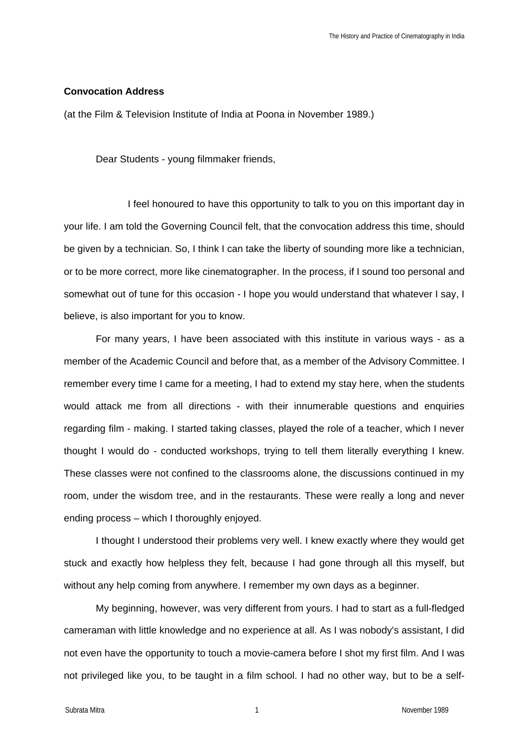**Convocation Address**

(at the Film & Television Institute of India at Poona in November 1989.)

Dear Students - young filmmaker friends,

I feel honoured to have this opportunity to talk to you on this important day in your life. I am told the Governing Council felt, that the convocation address this time, should be given by a technician. So, I think I can take the liberty of sounding more like a technician, or to be more correct, more like cinematographer. In the process, if I sound too personal and somewhat out of tune for this occasion - I hope you would understand that whatever I say, I believe, is also important for you to know.

For many years, I have been associated with this institute in various ways - as a member of the Academic Council and before that, as a member of the Advisory Committee. I remember every time I came for a meeting, I had to extend my stay here, when the students would attack me from all directions - with their innumerable questions and enquiries regarding film - making. I started taking classes, played the role of a teacher, which I never thought I would do - conducted workshops, trying to tell them literally everything I knew. These classes were not confined to the classrooms alone, the discussions continued in my room, under the wisdom tree, and in the restaurants. These were really a long and never ending process – which I thoroughly enjoyed.

I thought I understood their problems very well. I knew exactly where they would get stuck and exactly how helpless they felt, because I had gone through all this myself, but without any help coming from anywhere. I remember my own days as a beginner.

My beginning, however, was very different from yours. I had to start as a full-fledged cameraman with little knowledge and no experience at all. As I was nobody's assistant, I did not even have the opportunity to touch a movie-camera before I shot my first film. And I was not privileged like you, to be taught in a film school. I had no other way, but to be a self-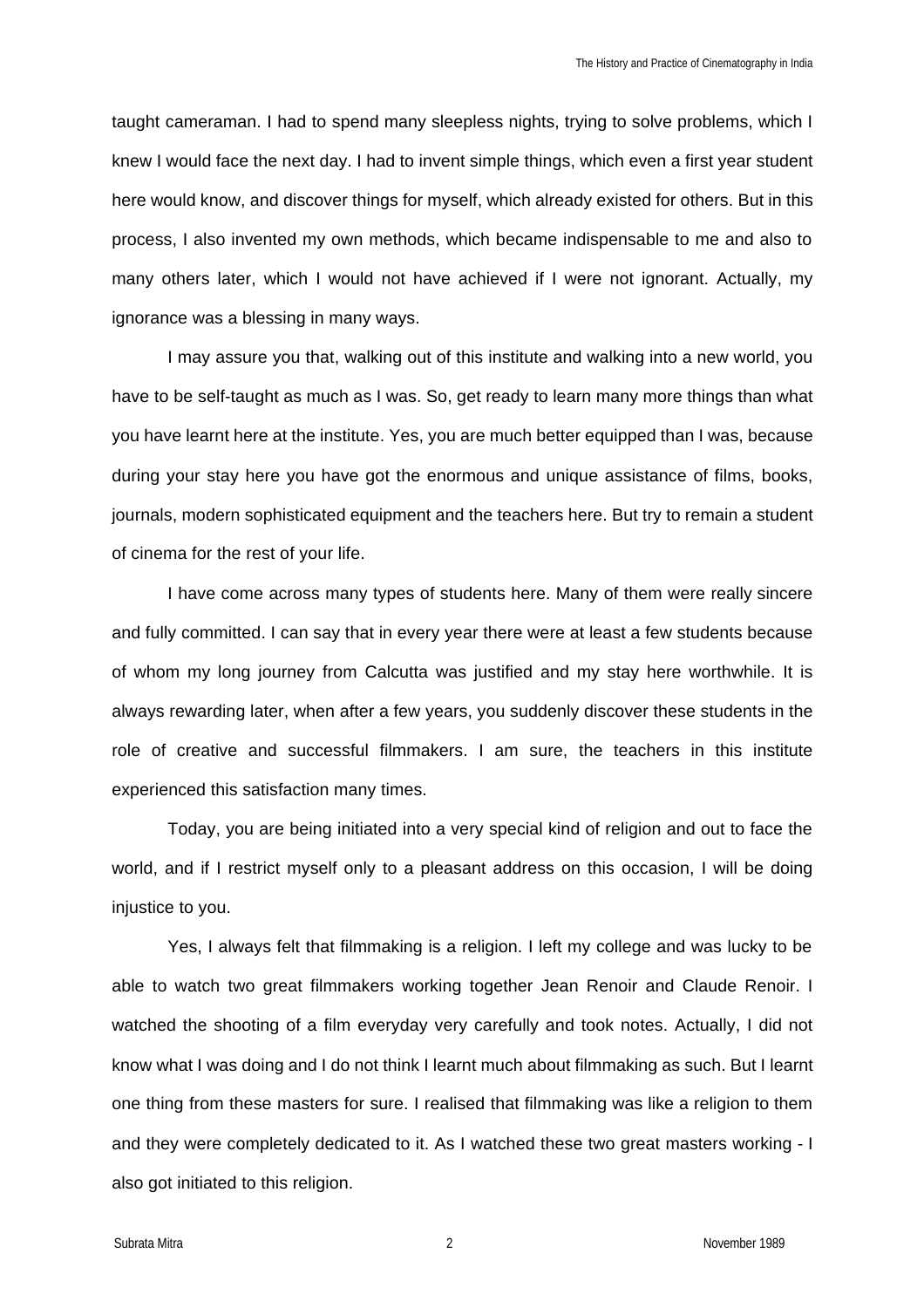taught cameraman. I had to spend many sleepless nights, trying to solve problems, which I knew I would face the next day. I had to invent simple things, which even a first year student here would know, and discover things for myself, which already existed for others. But in this process, I also invented my own methods, which became indispensable to me and also to many others later, which I would not have achieved if I were not ignorant. Actually, my ignorance was a blessing in many ways.

I may assure you that, walking out of this institute and walking into a new world, you have to be self-taught as much as I was. So, get ready to learn many more things than what you have learnt here at the institute. Yes, you are much better equipped than I was, because during your stay here you have got the enormous and unique assistance of films, books, journals, modern sophisticated equipment and the teachers here. But try to remain a student of cinema for the rest of your life.

I have come across many types of students here. Many of them were really sincere and fully committed. I can say that in every year there were at least a few students because of whom my long journey from Calcutta was justified and my stay here worthwhile. It is always rewarding later, when after a few years, you suddenly discover these students in the role of creative and successful filmmakers. I am sure, the teachers in this institute experienced this satisfaction many times.

Today, you are being initiated into a very special kind of religion and out to face the world, and if I restrict myself only to a pleasant address on this occasion, I will be doing injustice to you.

Yes, I always felt that filmmaking is a religion. I left my college and was lucky to be able to watch two great filmmakers working together Jean Renoir and Claude Renoir. I watched the shooting of a film everyday very carefully and took notes. Actually, I did not know what I was doing and I do not think I learnt much about filmmaking as such. But I learnt one thing from these masters for sure. I realised that filmmaking was like a religion to them and they were completely dedicated to it. As I watched these two great masters working - I also got initiated to this religion.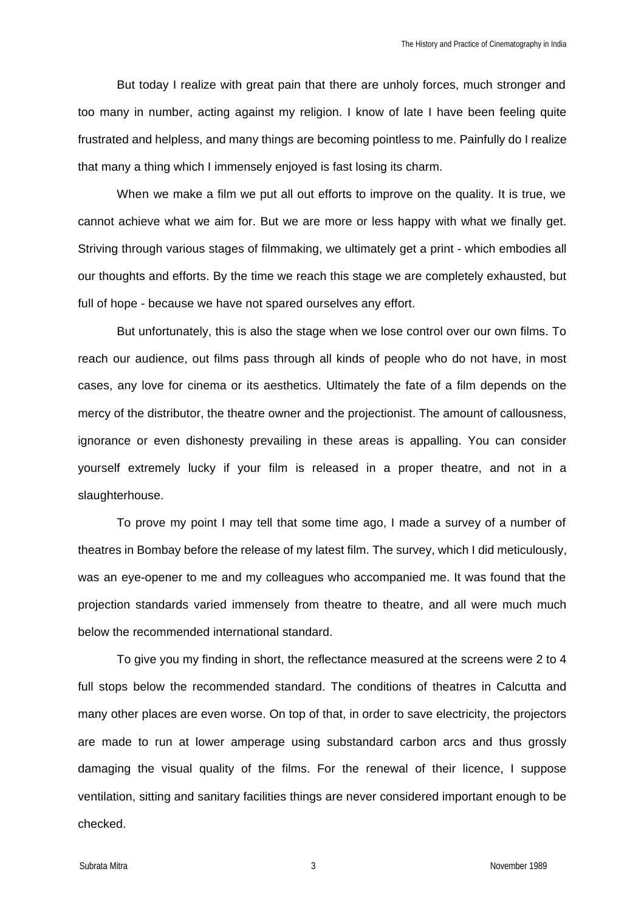But today I realize with great pain that there are unholy forces, much stronger and too many in number, acting against my religion. I know of late I have been feeling quite frustrated and helpless, and many things are becoming pointless to me. Painfully do I realize that many a thing which I immensely enjoyed is fast losing its charm.

When we make a film we put all out efforts to improve on the quality. It is true, we cannot achieve what we aim for. But we are more or less happy with what we finally get. Striving through various stages of filmmaking, we ultimately get a print - which embodies all our thoughts and efforts. By the time we reach this stage we are completely exhausted, but full of hope - because we have not spared ourselves any effort.

But unfortunately, this is also the stage when we lose control over our own films. To reach our audience, out films pass through all kinds of people who do not have, in most cases, any love for cinema or its aesthetics. Ultimately the fate of a film depends on the mercy of the distributor, the theatre owner and the projectionist. The amount of callousness, ignorance or even dishonesty prevailing in these areas is appalling. You can consider yourself extremely lucky if your film is released in a proper theatre, and not in a slaughterhouse.

To prove my point I may tell that some time ago, I made a survey of a number of theatres in Bombay before the release of my latest film. The survey, which I did meticulously, was an eye-opener to me and my colleagues who accompanied me. It was found that the projection standards varied immensely from theatre to theatre, and all were much much below the recommended international standard.

To give you my finding in short, the reflectance measured at the screens were 2 to 4 full stops below the recommended standard. The conditions of theatres in Calcutta and many other places are even worse. On top of that, in order to save electricity, the projectors are made to run at lower amperage using substandard carbon arcs and thus grossly damaging the visual quality of the films. For the renewal of their licence, I suppose ventilation, sitting and sanitary facilities things are never considered important enough to be checked.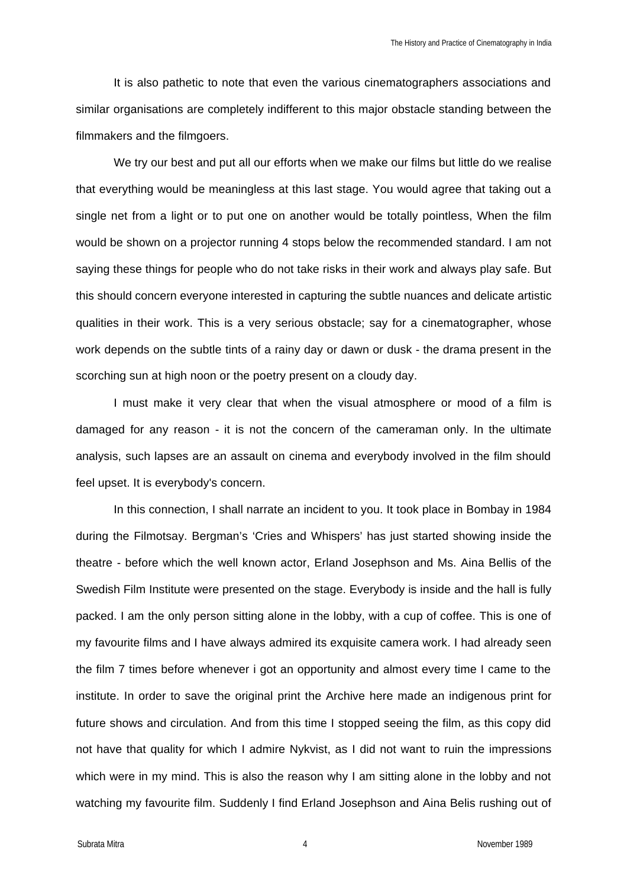It is also pathetic to note that even the various cinematographers associations and similar organisations are completely indifferent to this major obstacle standing between the filmmakers and the filmgoers.

We try our best and put all our efforts when we make our films but little do we realise that everything would be meaningless at this last stage. You would agree that taking out a single net from a light or to put one on another would be totally pointless, When the film would be shown on a projector running 4 stops below the recommended standard. I am not saying these things for people who do not take risks in their work and always play safe. But this should concern everyone interested in capturing the subtle nuances and delicate artistic qualities in their work. This is a very serious obstacle; say for a cinematographer, whose work depends on the subtle tints of a rainy day or dawn or dusk - the drama present in the scorching sun at high noon or the poetry present on a cloudy day.

I must make it very clear that when the visual atmosphere or mood of a film is damaged for any reason - it is not the concern of the cameraman only. In the ultimate analysis, such lapses are an assault on cinema and everybody involved in the film should feel upset. It is everybody's concern.

In this connection, I shall narrate an incident to you. It took place in Bombay in 1984 during the Filmotsay. Bergman's 'Cries and Whispers' has just started showing inside the theatre - before which the well known actor, Erland Josephson and Ms. Aina Bellis of the Swedish Film Institute were presented on the stage. Everybody is inside and the hall is fully packed. I am the only person sitting alone in the lobby, with a cup of coffee. This is one of my favourite films and I have always admired its exquisite camera work. I had already seen the film 7 times before whenever i got an opportunity and almost every time I came to the institute. In order to save the original print the Archive here made an indigenous print for future shows and circulation. And from this time I stopped seeing the film, as this copy did not have that quality for which I admire Nykvist, as I did not want to ruin the impressions which were in my mind. This is also the reason why I am sitting alone in the lobby and not watching my favourite film. Suddenly I find Erland Josephson and Aina Belis rushing out of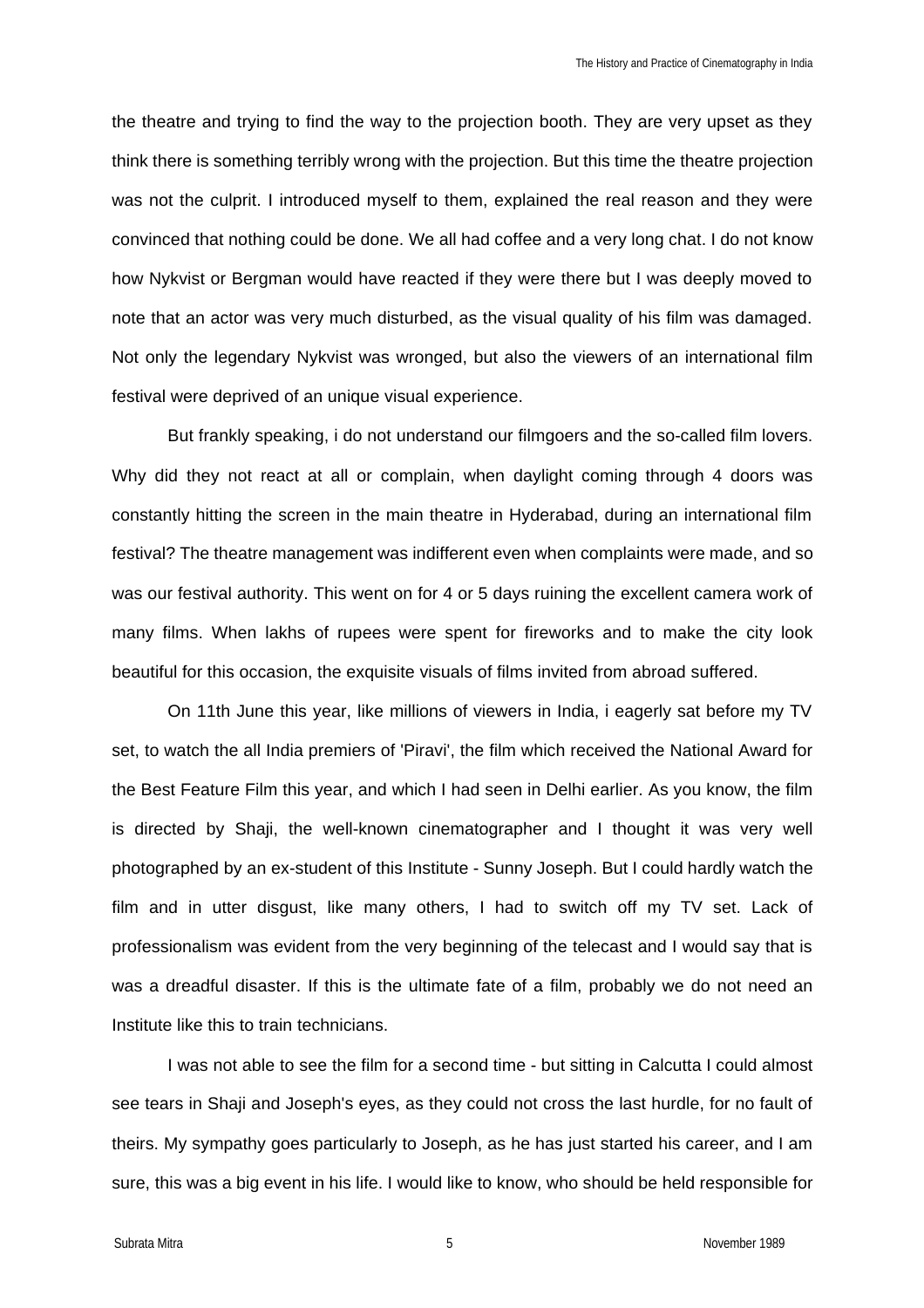the theatre and trying to find the way to the projection booth. They are very upset as they think there is something terribly wrong with the projection. But this time the theatre projection was not the culprit. I introduced myself to them, explained the real reason and they were convinced that nothing could be done. We all had coffee and a very long chat. I do not know how Nykvist or Bergman would have reacted if they were there but I was deeply moved to note that an actor was very much disturbed, as the visual quality of his film was damaged. Not only the legendary Nykvist was wronged, but also the viewers of an international film festival were deprived of an unique visual experience.

But frankly speaking, i do not understand our filmgoers and the so-called film lovers. Why did they not react at all or complain, when daylight coming through 4 doors was constantly hitting the screen in the main theatre in Hyderabad, during an international film festival? The theatre management was indifferent even when complaints were made, and so was our festival authority. This went on for 4 or 5 days ruining the excellent camera work of many films. When lakhs of rupees were spent for fireworks and to make the city look beautiful for this occasion, the exquisite visuals of films invited from abroad suffered.

On 11th June this year, like millions of viewers in India, i eagerly sat before my TV set, to watch the all India premiers of 'Piravi', the film which received the National Award for the Best Feature Film this year, and which I had seen in Delhi earlier. As you know, the film is directed by Shaji, the well-known cinematographer and I thought it was very well photographed by an ex-student of this Institute - Sunny Joseph. But I could hardly watch the film and in utter disgust, like many others, I had to switch off my TV set. Lack of professionalism was evident from the very beginning of the telecast and I would say that is was a dreadful disaster. If this is the ultimate fate of a film, probably we do not need an Institute like this to train technicians.

I was not able to see the film for a second time - but sitting in Calcutta I could almost see tears in Shaji and Joseph's eyes, as they could not cross the last hurdle, for no fault of theirs. My sympathy goes particularly to Joseph, as he has just started his career, and I am sure, this was a big event in his life. I would like to know, who should be held responsible for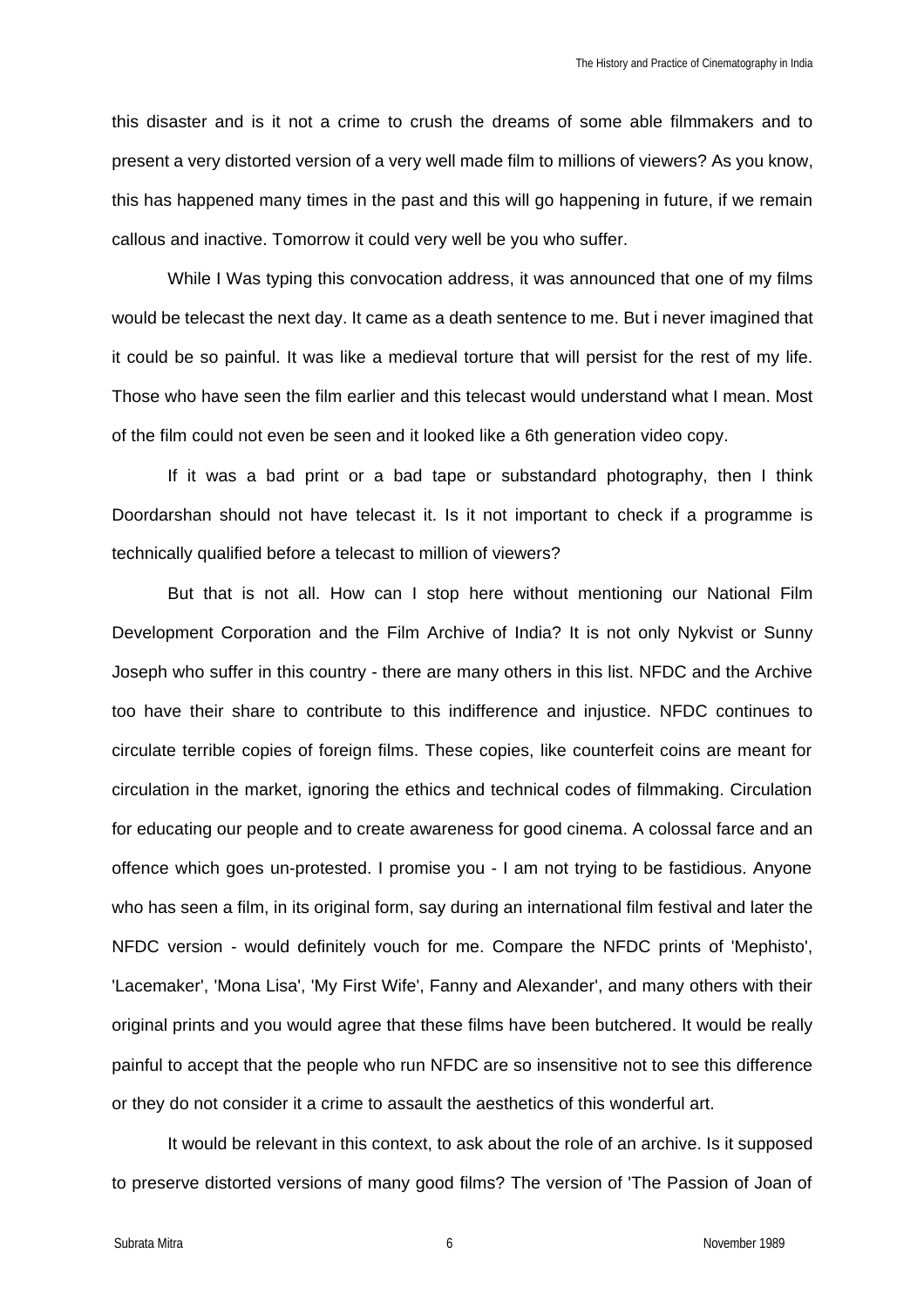this disaster and is it not a crime to crush the dreams of some able filmmakers and to present a very distorted version of a very well made film to millions of viewers? As you know, this has happened many times in the past and this will go happening in future, if we remain callous and inactive. Tomorrow it could very well be you who suffer.

While I Was typing this convocation address, it was announced that one of my films would be telecast the next day. It came as a death sentence to me. But i never imagined that it could be so painful. It was like a medieval torture that will persist for the rest of my life. Those who have seen the film earlier and this telecast would understand what I mean. Most of the film could not even be seen and it looked like a 6th generation video copy.

If it was a bad print or a bad tape or substandard photography, then I think Doordarshan should not have telecast it. Is it not important to check if a programme is technically qualified before a telecast to million of viewers?

But that is not all. How can I stop here without mentioning our National Film Development Corporation and the Film Archive of India? It is not only Nykvist or Sunny Joseph who suffer in this country - there are many others in this list. NFDC and the Archive too have their share to contribute to this indifference and injustice. NFDC continues to circulate terrible copies of foreign films. These copies, like counterfeit coins are meant for circulation in the market, ignoring the ethics and technical codes of filmmaking. Circulation for educating our people and to create awareness for good cinema. A colossal farce and an offence which goes un-protested. I promise you - I am not trying to be fastidious. Anyone who has seen a film, in its original form, say during an international film festival and later the NFDC version - would definitely vouch for me. Compare the NFDC prints of 'Mephisto', 'Lacemaker', 'Mona Lisa', 'My First Wife', Fanny and Alexander', and many others with their original prints and you would agree that these films have been butchered. It would be really painful to accept that the people who run NFDC are so insensitive not to see this difference or they do not consider it a crime to assault the aesthetics of this wonderful art.

It would be relevant in this context, to ask about the role of an archive. Is it supposed to preserve distorted versions of many good films? The version of 'The Passion of Joan of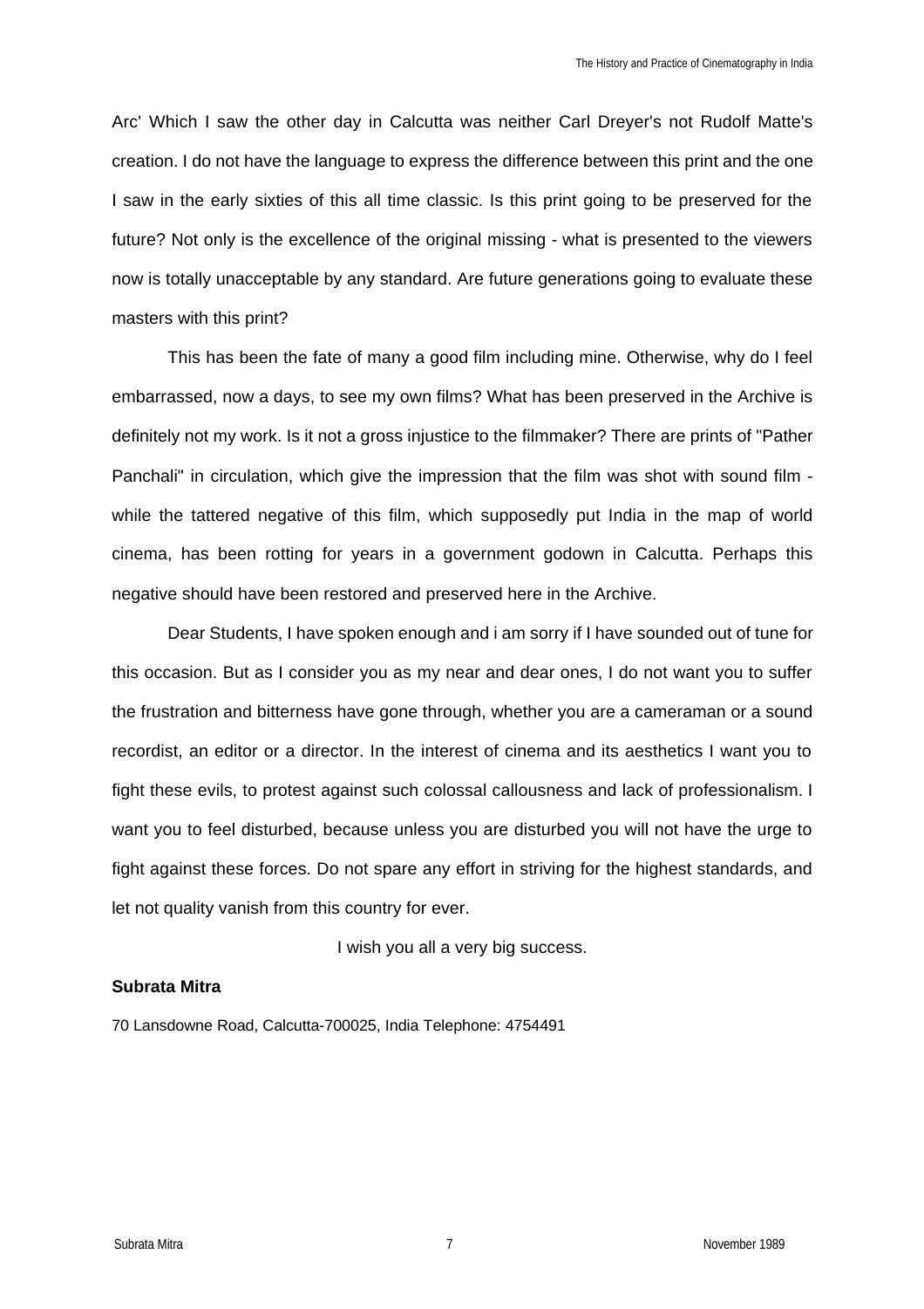Arc' Which I saw the other day in Calcutta was neither Carl Dreyer's not Rudolf Matte's creation. I do not have the language to express the difference between this print and the one I saw in the early sixties of this all time classic. Is this print going to be preserved for the future? Not only is the excellence of the original missing - what is presented to the viewers now is totally unacceptable by any standard. Are future generations going to evaluate these masters with this print?

This has been the fate of many a good film including mine. Otherwise, why do I feel embarrassed, now a days, to see my own films? What has been preserved in the Archive is definitely not my work. Is it not a gross injustice to the filmmaker? There are prints of "Pather Panchali" in circulation, which give the impression that the film was shot with sound film - while the tattered negative of this film, which supposedly put India in the map of world cinema, has been rotting for years in a government godown in Calcutta. Perhaps this negative should have been restored and preserved here in the Archive.

Dear Students, I have spoken enough and i am sorry if I have sounded out of tune for this occasion. But as I consider you as my near and dear ones, I do not want you to suffer the frustration and bitterness have gone through, whether you are a cameraman or a sound recordist, an editor or a director. In the interest of cinema and its aesthetics I want you to fight these evils, to protest against such colossal callousness and lack of professionalism. I want you to feel disturbed, because unless you are disturbed you will not have the urge to fight against these forces. Do not spare any effort in striving for the highest standards, and let not quality vanish from this country for ever.

I wish you all a very big success.

**Subrata Mitra**

70 Lansdowne Road, Calcutta-700025, India Telephone: 4754491